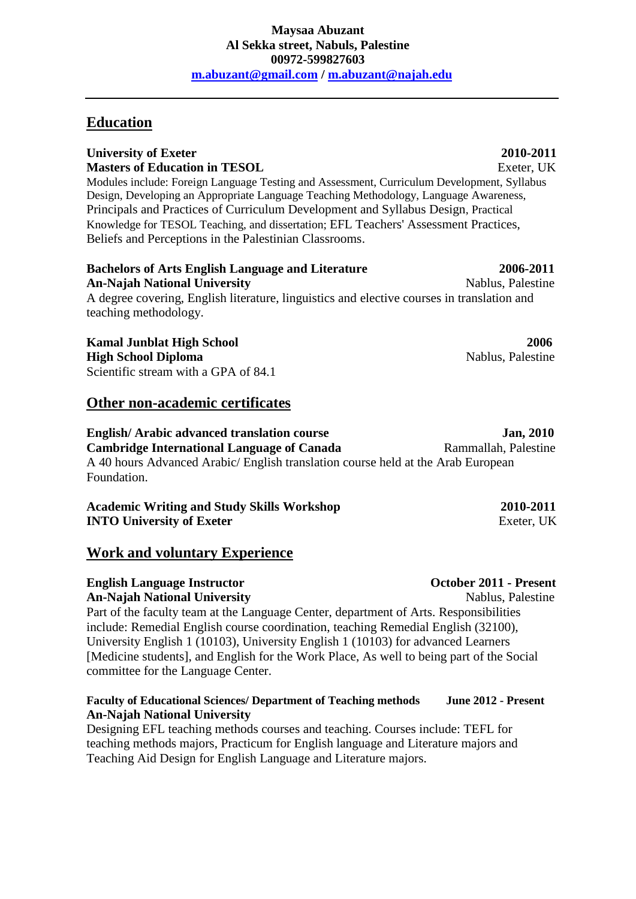**Maysaa Abuzant**
**Al Sekka street, Nabuls, Palestine**
**00972-599827603**
**m.abuzant@gmail.com / m.abuzant@najah.edu**

---

## Education

**University of Exeter** **2010-2011**
**Masters of Education in TESOL** Exeter, UK
Modules include: Foreign Language Testing and Assessment, Curriculum Development, Syllabus Design, Developing an Appropriate Language Teaching Methodology, Language Awareness, Principals and Practices of Curriculum Development and Syllabus Design, Practical Knowledge for TESOL Teaching, and dissertation; EFL Teachers' Assessment Practices, Beliefs and Perceptions in the Palestinian Classrooms.

**Bachelors of Arts English Language and Literature** **2006-2011**
**An-Najah National University** Nablus, Palestine
A degree covering, English literature, linguistics and elective courses in translation and teaching methodology.

**Kamal Junblat High School** **2006**
**High School Diploma** Nablus, Palestine
Scientific stream with a GPA of 84.1

## Other non-academic certificates

**English/ Arabic advanced translation course** **Jan, 2010**
**Cambridge International Language of Canada** Rammallah, Palestine
A 40 hours Advanced Arabic/ English translation course held at the Arab European Foundation.

**Academic Writing and Study Skills Workshop** **2010-2011**
**INTO University of Exeter** Exeter, UK

## Work and voluntary Experience

**English Language Instructor** **October 2011 - Present**
**An-Najah National University** Nablus, Palestine
Part of the faculty team at the Language Center, department of Arts. Responsibilities include: Remedial English course coordination, teaching Remedial English (32100), University English 1 (10103), University English 1 (10103) for advanced Learners [Medicine students], and English for the Work Place, As well to being part of the Social committee for the Language Center.

**Faculty of Educational Sciences/ Department of Teaching methods** **June 2012 - Present**
**An-Najah National University**
Designing EFL teaching methods courses and teaching. Courses include: TEFL for teaching methods majors, Practicum for English language and Literature majors and Teaching Aid Design for English Language and Literature majors.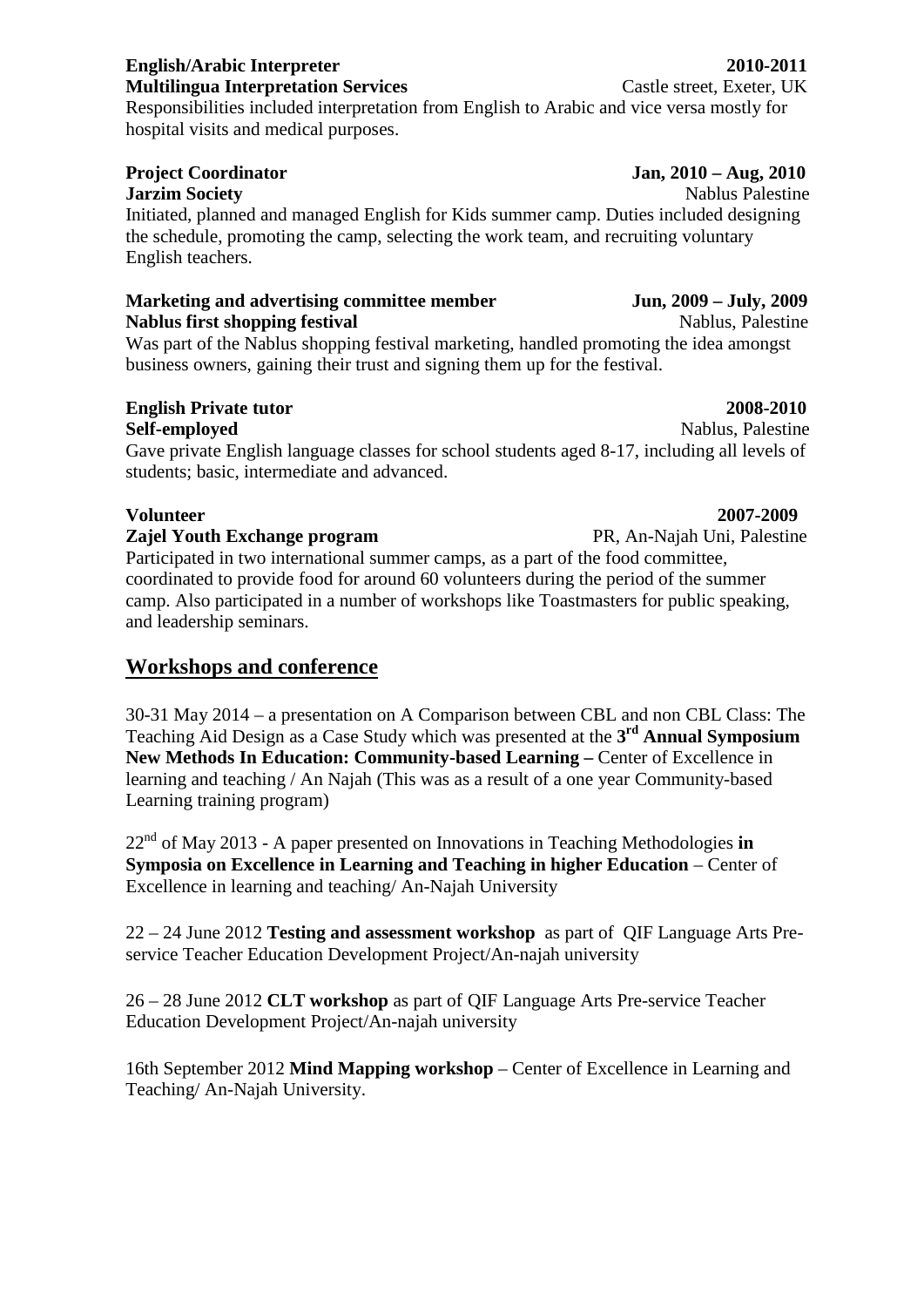**English/Arabic Interpreter** **2010-2011**
**Multilingua Interpretation Services** Castle street, Exeter, UK
Responsibilities included interpretation from English to Arabic and vice versa mostly for hospital visits and medical purposes.

**Project Coordinator** **Jan, 2010 – Aug, 2010**
**Jarzim Society** Nablus Palestine
Initiated, planned and managed English for Kids summer camp. Duties included designing the schedule, promoting the camp, selecting the work team, and recruiting voluntary English teachers.

**Marketing and advertising committee member** **Jun, 2009 – July, 2009**
**Nablus first shopping festival** Nablus, Palestine
Was part of the Nablus shopping festival marketing, handled promoting the idea amongst business owners, gaining their trust and signing them up for the festival.

**English Private tutor** **2008-2010**
**Self-employed** Nablus, Palestine
Gave private English language classes for school students aged 8-17, including all levels of students; basic, intermediate and advanced.

**Volunteer** **2007-2009**
**Zajel Youth Exchange program** PR, An-Najah Uni, Palestine
Participated in two international summer camps, as a part of the food committee, coordinated to provide food for around 60 volunteers during the period of the summer camp. Also participated in a number of workshops like Toastmasters for public speaking, and leadership seminars.

## Workshops and conference

30-31 May 2014 – a presentation on A Comparison between CBL and non CBL Class: The Teaching Aid Design as a Case Study which was presented at the **3rd Annual Symposium New Methods In Education: Community-based Learning –** Center of Excellence in learning and teaching / An Najah (This was as a result of a one year Community-based Learning training program)

22nd of May 2013 - A paper presented on Innovations in Teaching Methodologies **in Symposia on Excellence in Learning and Teaching in higher Education** – Center of Excellence in learning and teaching/ An-Najah University

22 – 24 June 2012 **Testing and assessment workshop** as part of QIF Language Arts Pre-service Teacher Education Development Project/An-najah university

26 – 28 June 2012 **CLT workshop** as part of QIF Language Arts Pre-service Teacher Education Development Project/An-najah university

16th September 2012 **Mind Mapping workshop** – Center of Excellence in Learning and Teaching/ An-Najah University.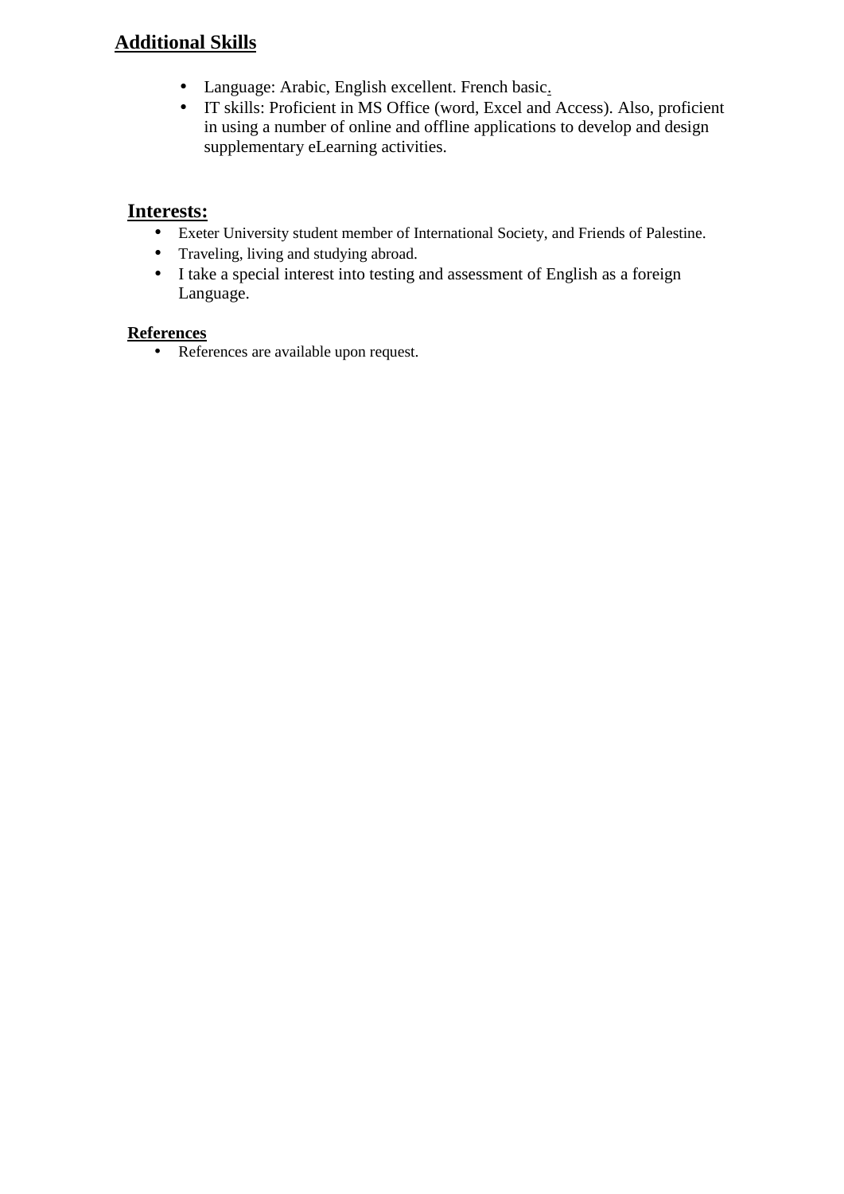## Additional Skills

- Language: Arabic, English excellent. French basic.
- IT skills: Proficient in MS Office (word, Excel and Access). Also, proficient in using a number of online and offline applications to develop and design supplementary eLearning activities.

## Interests:

- Exeter University student member of International Society, and Friends of Palestine.
- Traveling, living and studying abroad.
- I take a special interest into testing and assessment of English as a foreign Language.

### References

- References are available upon request.